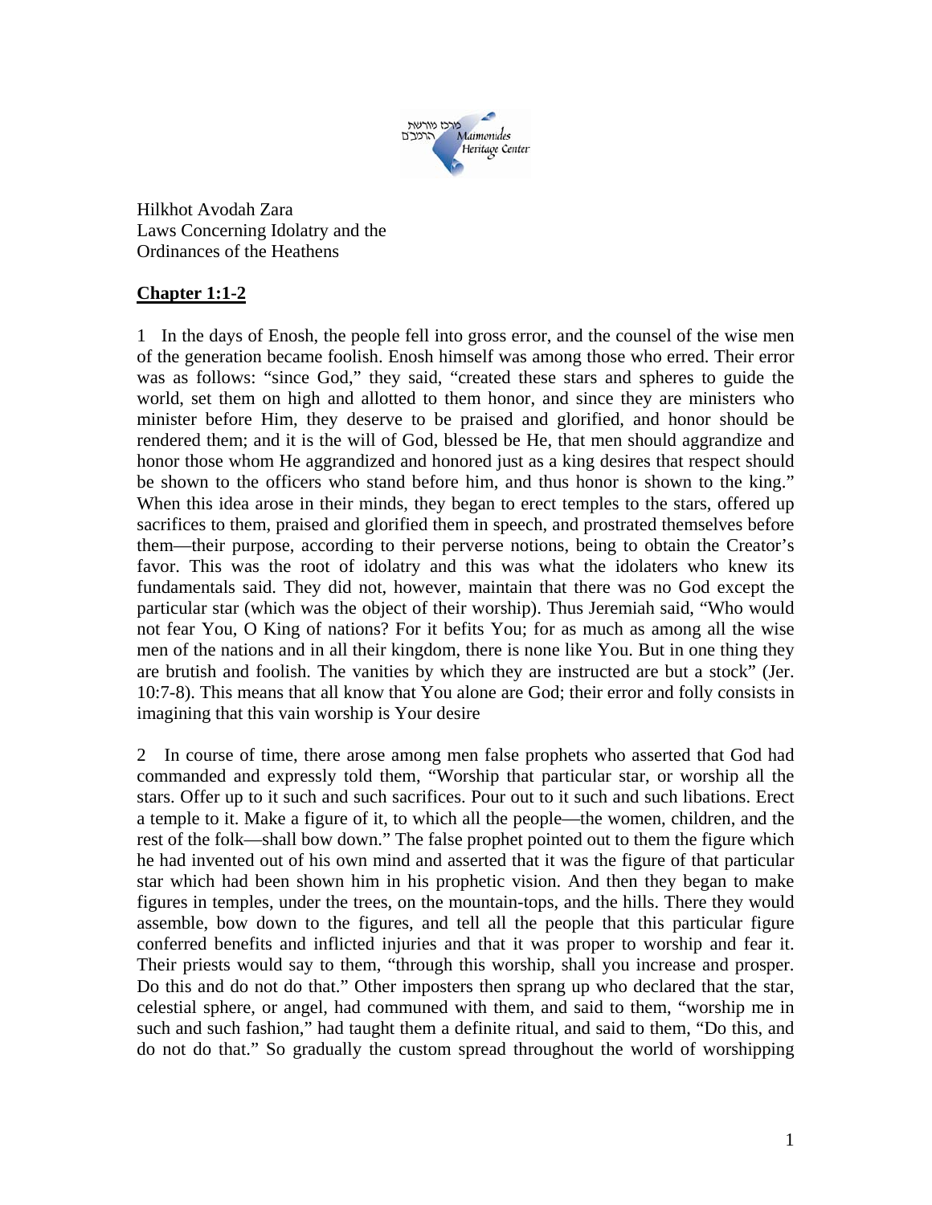Hilkhot Avodah Zara
Laws Concerning Idolatry and the Ordinances of the Heathens

## **Chapter 1:1-2**

1 In the days of Enosh, the people fell into gross error, and the counsel of the wise men of the generation became foolish. Enosh himself was among those who erred. Their error was as follows: "since God," they said, "created these stars and spheres to guide the world, set them on high and allotted to them honor, and since they are ministers who minister before Him, they deserve to be praised and glorified, and honor should be rendered them; and it is the will of God, blessed be He, that men should aggrandize and honor those whom He aggrandized and honored just as a king desires that respect should be shown to the officers who stand before him, and thus honor is shown to the king." When this idea arose in their minds, they began to erect temples to the stars, offered up sacrifices to them, praised and glorified them in speech, and prostrated themselves before them—their purpose, according to their perverse notions, being to obtain the Creator's favor. This was the root of idolatry and this was what the idolaters who knew its fundamentals said. They did not, however, maintain that there was no God except the particular star (which was the object of their worship). Thus Jeremiah said, "Who would not fear You, O King of nations? For it befits You; for as much as among all the wise men of the nations and in all their kingdom, there is none like You. But in one thing they are brutish and foolish. The vanities by which they are instructed are but a stock" (Jer. 10:7-8). This means that all know that You alone are God; their error and folly consists in imagining that this vain worship is Your desire

2 In course of time, there arose among men false prophets who asserted that God had commanded and expressly told them, "Worship that particular star, or worship all the stars. Offer up to it such and such sacrifices. Pour out to it such and such libations. Erect a temple to it. Make a figure of it, to which all the people—the women, children, and the rest of the folk—shall bow down." The false prophet pointed out to them the figure which he had invented out of his own mind and asserted that it was the figure of that particular star which had been shown him in his prophetic vision. And then they began to make figures in temples, under the trees, on the mountain-tops, and the hills. There they would assemble, bow down to the figures, and tell all the people that this particular figure conferred benefits and inflicted injuries and that it was proper to worship and fear it. Their priests would say to them, "through this worship, shall you increase and prosper. Do this and do not do that." Other imposters then sprang up who declared that the star, celestial sphere, or angel, had communed with them, and said to them, "worship me in such and such fashion," had taught them a definite ritual, and said to them, "Do this, and do not do that." So gradually the custom spread throughout the world of worshipping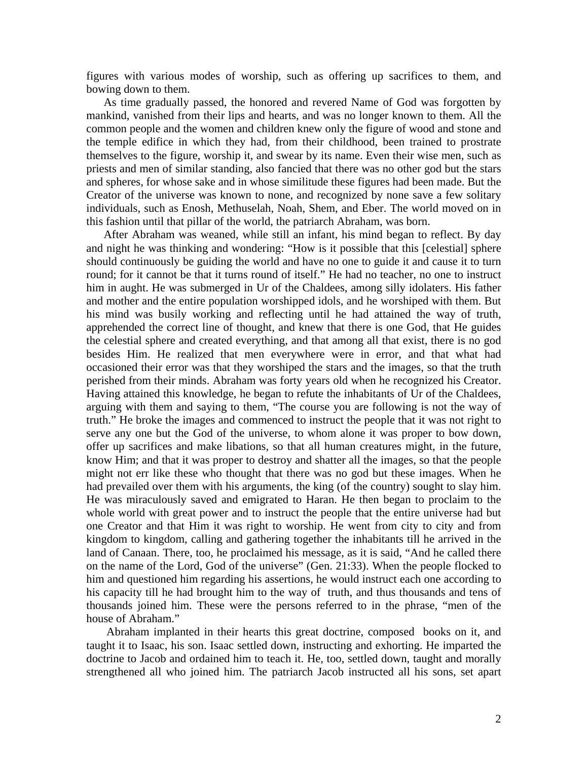figures with various modes of worship, such as offering up sacrifices to them, and bowing down to them.

As time gradually passed, the honored and revered Name of God was forgotten by mankind, vanished from their lips and hearts, and was no longer known to them. All the common people and the women and children knew only the figure of wood and stone and the temple edifice in which they had, from their childhood, been trained to prostrate themselves to the figure, worship it, and swear by its name. Even their wise men, such as priests and men of similar standing, also fancied that there was no other god but the stars and spheres, for whose sake and in whose similitude these figures had been made. But the Creator of the universe was known to none, and recognized by none save a few solitary individuals, such as Enosh, Methuselah, Noah, Shem, and Eber. The world moved on in this fashion until that pillar of the world, the patriarch Abraham, was born.

After Abraham was weaned, while still an infant, his mind began to reflect. By day and night he was thinking and wondering: "How is it possible that this [celestial] sphere should continuously be guiding the world and have no one to guide it and cause it to turn round; for it cannot be that it turns round of itself." He had no teacher, no one to instruct him in aught. He was submerged in Ur of the Chaldees, among silly idolaters. His father and mother and the entire population worshipped idols, and he worshiped with them. But his mind was busily working and reflecting until he had attained the way of truth, apprehended the correct line of thought, and knew that there is one God, that He guides the celestial sphere and created everything, and that among all that exist, there is no god besides Him. He realized that men everywhere were in error, and that what had occasioned their error was that they worshiped the stars and the images, so that the truth perished from their minds. Abraham was forty years old when he recognized his Creator. Having attained this knowledge, he began to refute the inhabitants of Ur of the Chaldees, arguing with them and saying to them, "The course you are following is not the way of truth." He broke the images and commenced to instruct the people that it was not right to serve any one but the God of the universe, to whom alone it was proper to bow down, offer up sacrifices and make libations, so that all human creatures might, in the future, know Him; and that it was proper to destroy and shatter all the images, so that the people might not err like these who thought that there was no god but these images. When he had prevailed over them with his arguments, the king (of the country) sought to slay him. He was miraculously saved and emigrated to Haran. He then began to proclaim to the whole world with great power and to instruct the people that the entire universe had but one Creator and that Him it was right to worship. He went from city to city and from kingdom to kingdom, calling and gathering together the inhabitants till he arrived in the land of Canaan. There, too, he proclaimed his message, as it is said, "And he called there on the name of the Lord, God of the universe" (Gen. 21:33). When the people flocked to him and questioned him regarding his assertions, he would instruct each one according to his capacity till he had brought him to the way of truth, and thus thousands and tens of thousands joined him. These were the persons referred to in the phrase, "men of the house of Abraham."

Abraham implanted in their hearts this great doctrine, composed books on it, and taught it to Isaac, his son. Isaac settled down, instructing and exhorting. He imparted the doctrine to Jacob and ordained him to teach it. He, too, settled down, taught and morally strengthened all who joined him. The patriarch Jacob instructed all his sons, set apart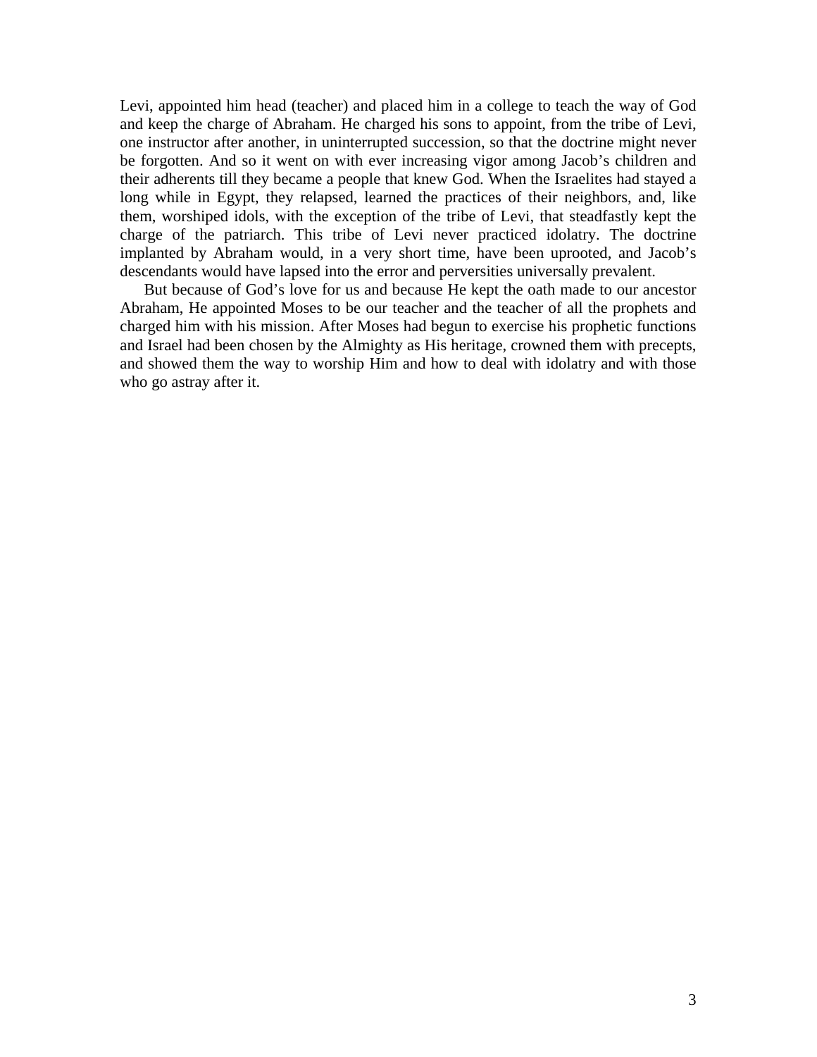Levi, appointed him head (teacher) and placed him in a college to teach the way of God and keep the charge of Abraham. He charged his sons to appoint, from the tribe of Levi, one instructor after another, in uninterrupted succession, so that the doctrine might never be forgotten. And so it went on with ever increasing vigor among Jacob's children and their adherents till they became a people that knew God. When the Israelites had stayed a long while in Egypt, they relapsed, learned the practices of their neighbors, and, like them, worshiped idols, with the exception of the tribe of Levi, that steadfastly kept the charge of the patriarch. This tribe of Levi never practiced idolatry. The doctrine implanted by Abraham would, in a very short time, have been uprooted, and Jacob's descendants would have lapsed into the error and perversities universally prevalent.

But because of God's love for us and because He kept the oath made to our ancestor Abraham, He appointed Moses to be our teacher and the teacher of all the prophets and charged him with his mission. After Moses had begun to exercise his prophetic functions and Israel had been chosen by the Almighty as His heritage, crowned them with precepts, and showed them the way to worship Him and how to deal with idolatry and with those who go astray after it.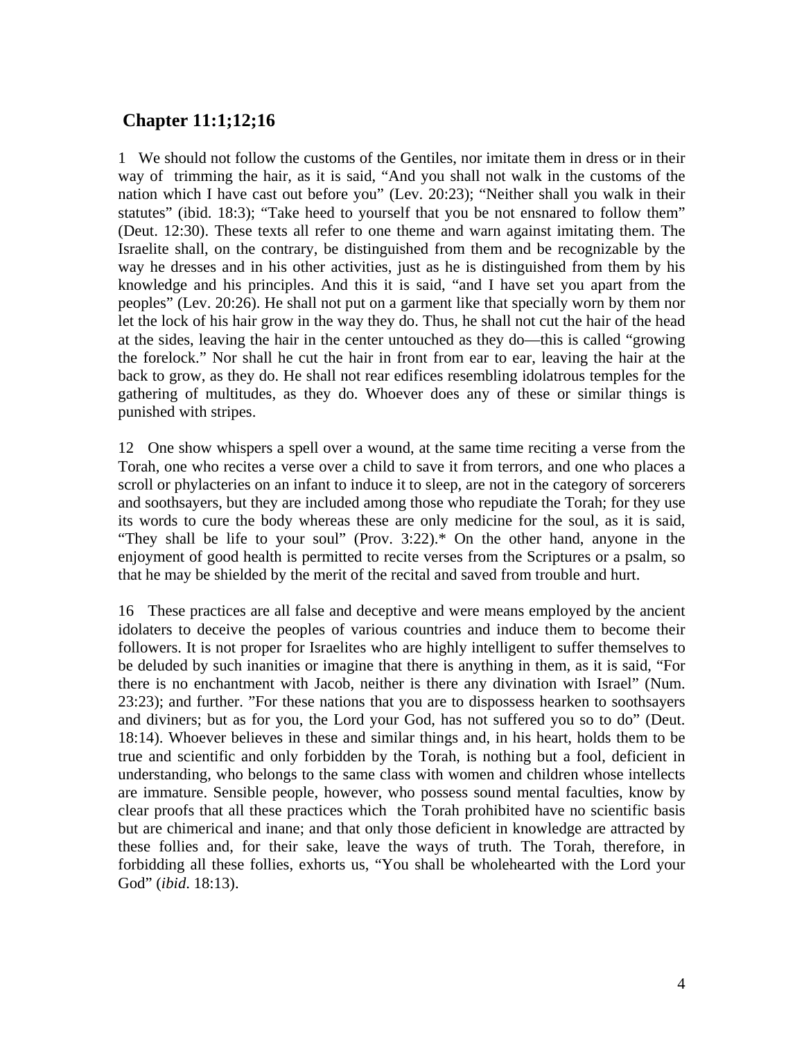## Chapter 11:1;12;16

1 We should not follow the customs of the Gentiles, nor imitate them in dress or in their way of trimming the hair, as it is said, "And you shall not walk in the customs of the nation which I have cast out before you" (Lev. 20:23); "Neither shall you walk in their statutes" (ibid. 18:3); "Take heed to yourself that you be not ensnared to follow them" (Deut. 12:30). These texts all refer to one theme and warn against imitating them. The Israelite shall, on the contrary, be distinguished from them and be recognizable by the way he dresses and in his other activities, just as he is distinguished from them by his knowledge and his principles. And this it is said, "and I have set you apart from the peoples" (Lev. 20:26). He shall not put on a garment like that specially worn by them nor let the lock of his hair grow in the way they do. Thus, he shall not cut the hair of the head at the sides, leaving the hair in the center untouched as they do—this is called "growing the forelock." Nor shall he cut the hair in front from ear to ear, leaving the hair at the back to grow, as they do. He shall not rear edifices resembling idolatrous temples for the gathering of multitudes, as they do. Whoever does any of these or similar things is punished with stripes.

12 One show whispers a spell over a wound, at the same time reciting a verse from the Torah, one who recites a verse over a child to save it from terrors, and one who places a scroll or phylacteries on an infant to induce it to sleep, are not in the category of sorcerers and soothsayers, but they are included among those who repudiate the Torah; for they use its words to cure the body whereas these are only medicine for the soul, as it is said, "They shall be life to your soul" (Prov. 3:22).* On the other hand, anyone in the enjoyment of good health is permitted to recite verses from the Scriptures or a psalm, so that he may be shielded by the merit of the recital and saved from trouble and hurt.

16 These practices are all false and deceptive and were means employed by the ancient idolaters to deceive the peoples of various countries and induce them to become their followers. It is not proper for Israelites who are highly intelligent to suffer themselves to be deluded by such inanities or imagine that there is anything in them, as it is said, "For there is no enchantment with Jacob, neither is there any divination with Israel" (Num. 23:23); and further. "For these nations that you are to dispossess hearken to soothsayers and diviners; but as for you, the Lord your God, has not suffered you so to do" (Deut. 18:14). Whoever believes in these and similar things and, in his heart, holds them to be true and scientific and only forbidden by the Torah, is nothing but a fool, deficient in understanding, who belongs to the same class with women and children whose intellects are immature. Sensible people, however, who possess sound mental faculties, know by clear proofs that all these practices which the Torah prohibited have no scientific basis but are chimerical and inane; and that only those deficient in knowledge are attracted by these follies and, for their sake, leave the ways of truth. The Torah, therefore, in forbidding all these follies, exhorts us, "You shall be wholehearted with the Lord your God" (*ibid.* 18:13).